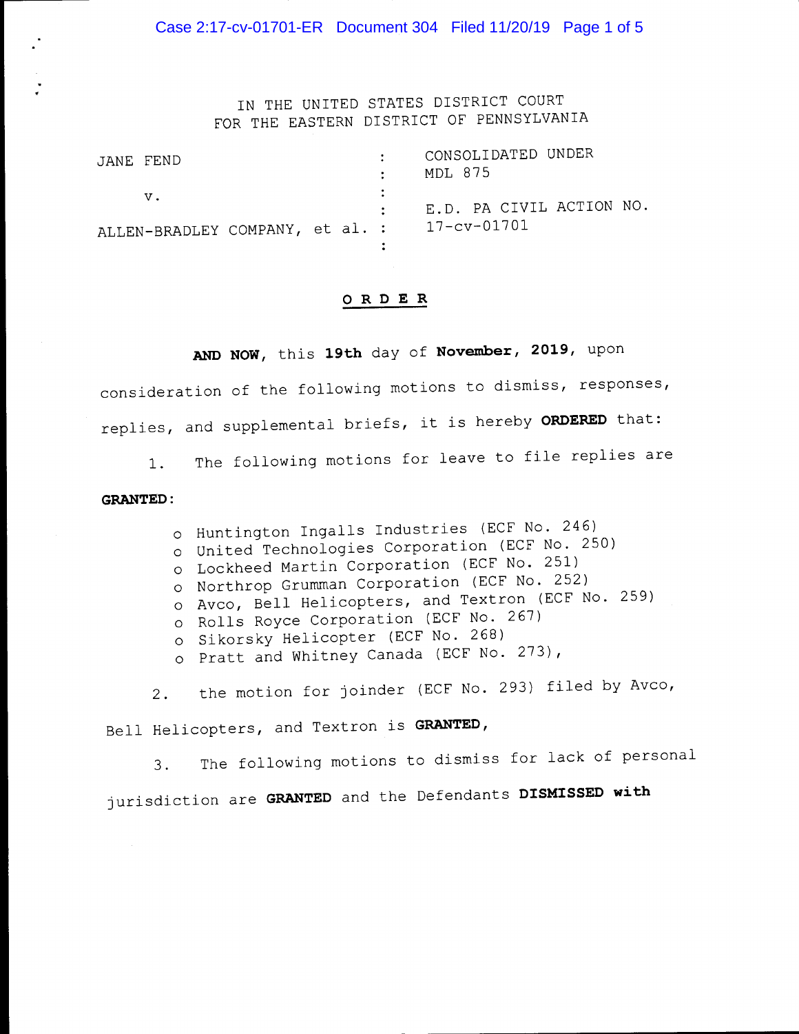IN THE UNITED STATES DISTRICT COURT
FOR THE EASTERN DISTRICT OF PENNSYLVANIA

| | | |
|---|---|---|
| JANE FEND | : | CONSOLIDATED UNDER MDL 875 |
| v. | : | |
| ALLEN-BRADLEY COMPANY, et al. | : | E.D. PA CIVIL ACTION NO. 17-cv-01701 |

## ORDER

**AND NOW**, this **19th** day of **November, 2019**, upon consideration of the following motions to dismiss, responses, replies, and supplemental briefs, it is hereby **ORDERED** that:

1. The following motions for leave to file replies are **GRANTED**:

   - Huntington Ingalls Industries (ECF No. 246)
   - United Technologies Corporation (ECF No. 250)
   - Lockheed Martin Corporation (ECF No. 251)
   - Northrop Grumman Corporation (ECF No. 252)
   - Avco, Bell Helicopters, and Textron (ECF No. 259)
   - Rolls Royce Corporation (ECF No. 267)
   - Sikorsky Helicopter (ECF No. 268)
   - Pratt and Whitney Canada (ECF No. 273),

2. the motion for joinder (ECF No. 293) filed by Avco, Bell Helicopters, and Textron is **GRANTED**,

3. The following motions to dismiss for lack of personal jurisdiction are **GRANTED** and the Defendants **DISMISSED with**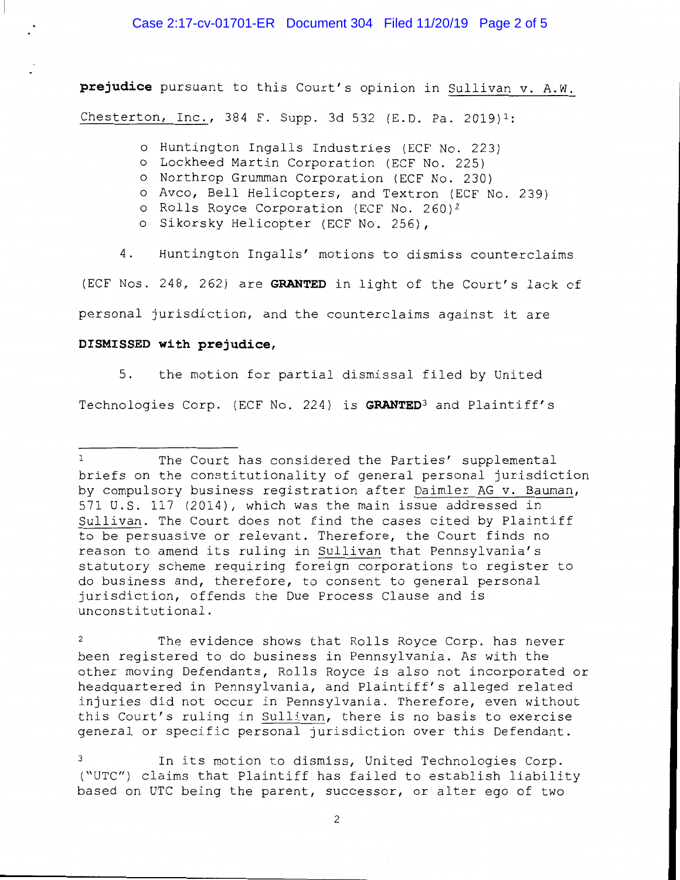**prejudice** pursuant to this Court's opinion in Sullivan v. A.W. Chesterton, Inc., 384 F. Supp. 3d 532 (E.D. Pa. 2019)[1]:

- Huntington Ingalls Industries (ECF No. 223)
- Lockheed Martin Corporation (ECF No. 225)
- Northrop Grumman Corporation (ECF No. 230)
- Avco, Bell Helicopters, and Textron (ECF No. 239)
- Rolls Royce Corporation (ECF No. 260)[2]
- Sikorsky Helicopter (ECF No. 256),

4. Huntington Ingalls' motions to dismiss counterclaims (ECF Nos. 248, 262) are **GRANTED** in light of the Court's lack of personal jurisdiction, and the counterclaims against it are **DISMISSED with prejudice**,

5. the motion for partial dismissal filed by United Technologies Corp. (ECF No. 224) is **GRANTED**[3] and Plaintiff's

---

[1] The Court has considered the Parties' supplemental briefs on the constitutionality of general personal jurisdiction by compulsory business registration after Daimler AG v. Bauman, 571 U.S. 117 (2014), which was the main issue addressed in Sullivan. The Court does not find the cases cited by Plaintiff to be persuasive or relevant. Therefore, the Court finds no reason to amend its ruling in Sullivan that Pennsylvania's statutory scheme requiring foreign corporations to register to do business and, therefore, to consent to general personal jurisdiction, offends the Due Process Clause and is unconstitutional.

[2] The evidence shows that Rolls Royce Corp. has never been registered to do business in Pennsylvania. As with the other moving Defendants, Rolls Royce is also not incorporated or headquartered in Pennsylvania, and Plaintiff's alleged related injuries did not occur in Pennsylvania. Therefore, even without this Court's ruling in Sullivan, there is no basis to exercise general or specific personal jurisdiction over this Defendant.

[3] In its motion to dismiss, United Technologies Corp. ("UTC") claims that Plaintiff has failed to establish liability based on UTC being the parent, successor, or alter ego of two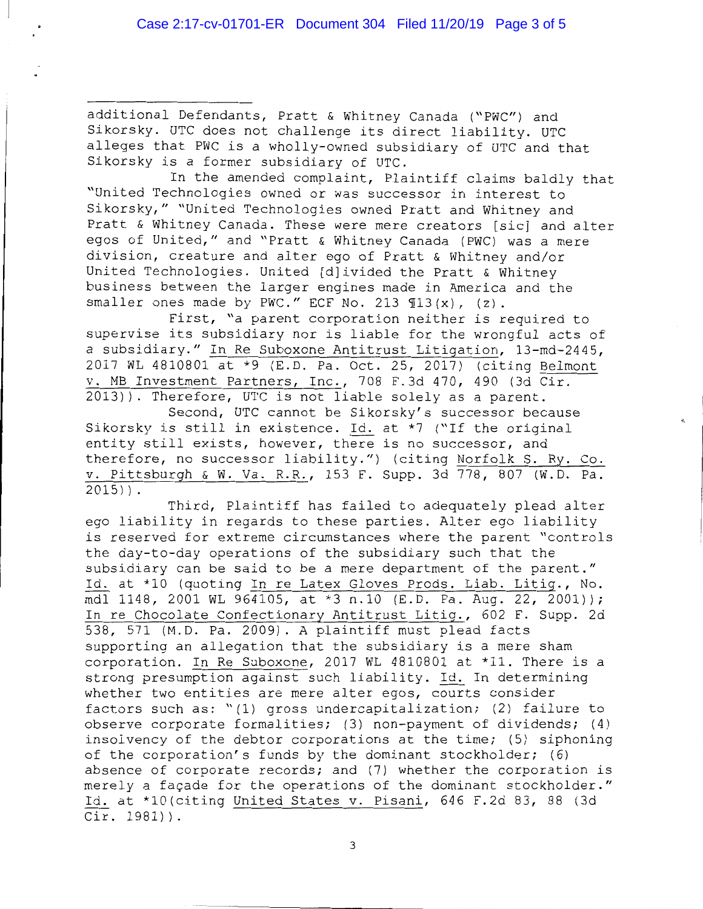additional Defendants, Pratt & Whitney Canada ("PWC") and Sikorsky. UTC does not challenge its direct liability. UTC alleges that PWC is a wholly-owned subsidiary of UTC and that Sikorsky is a former subsidiary of UTC.

In the amended complaint, Plaintiff claims baldly that "United Technologies owned or was successor in interest to Sikorsky," "United Technologies owned Pratt and Whitney and Pratt & Whitney Canada. These were mere creators [sic] and alter egos of United," and "Pratt & Whitney Canada (PWC) was a mere division, creature and alter ego of Pratt & Whitney and/or United Technologies. United [d]ivided the Pratt & Whitney business between the larger engines made in America and the smaller ones made by PWC." ECF No. 213 ¶13(x), (z).

First, "a parent corporation neither is required to supervise its subsidiary nor is liable for the wrongful acts of a subsidiary." In Re Suboxone Antitrust Litigation, 13-md-2445, 2017 WL 4810801 at *9 (E.D. Pa. Oct. 25, 2017) (citing Belmont v. MB Investment Partners, Inc., 708 F.3d 470, 490 (3d Cir. 2013)). Therefore, UTC is not liable solely as a parent.

Second, UTC cannot be Sikorsky's successor because Sikorsky is still in existence. Id. at *7 ("If the original entity still exists, however, there is no successor, and therefore, no successor liability.") (citing Norfolk S. Ry. Co. v. Pittsburgh & W. Va. R.R., 153 F. Supp. 3d 778, 807 (W.D. Pa. 2015)).

Third, Plaintiff has failed to adequately plead alter ego liability in regards to these parties. Alter ego liability is reserved for extreme circumstances where the parent "controls the day-to-day operations of the subsidiary such that the subsidiary can be said to be a mere department of the parent." Id. at *10 (quoting In re Latex Gloves Prods. Liab. Litig., No. mdl 1148, 2001 WL 964105, at *3 n.10 (E.D. Pa. Aug. 22, 2001)); In re Chocolate Confectionary Antitrust Litig., 602 F. Supp. 2d 538, 571 (M.D. Pa. 2009). A plaintiff must plead facts supporting an allegation that the subsidiary is a mere sham corporation. In Re Suboxone, 2017 WL 4810801 at *11. There is a strong presumption against such liability. Id. In determining whether two entities are mere alter egos, courts consider factors such as: "(1) gross undercapitalization; (2) failure to observe corporate formalities; (3) non-payment of dividends; (4) insolvency of the debtor corporations at the time; (5) siphoning of the corporation's funds by the dominant stockholder; (6) absence of corporate records; and (7) whether the corporation is merely a façade for the operations of the dominant stockholder." Id. at *10(citing United States v. Pisani, 646 F.2d 83, 88 (3d Cir. 1981)).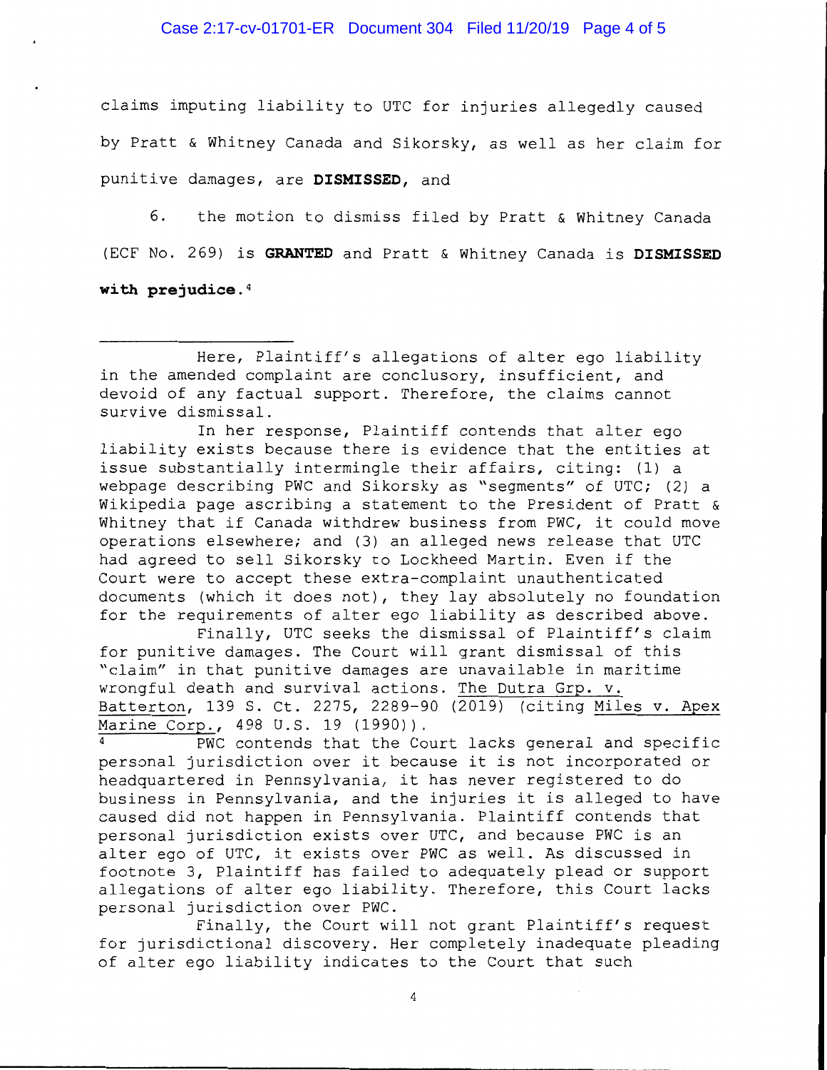claims imputing liability to UTC for injuries allegedly caused by Pratt & Whitney Canada and Sikorsky, as well as her claim for punitive damages, are **DISMISSED**, and

6. the motion to dismiss filed by Pratt & Whitney Canada (ECF No. 269) is **GRANTED** and Pratt & Whitney Canada is **DISMISSED with prejudice.**[4]

---

Here, Plaintiff's allegations of alter ego liability in the amended complaint are conclusory, insufficient, and devoid of any factual support. Therefore, the claims cannot survive dismissal.

In her response, Plaintiff contends that alter ego liability exists because there is evidence that the entities at issue substantially intermingle their affairs, citing: (1) a webpage describing PWC and Sikorsky as "segments" of UTC; (2) a Wikipedia page ascribing a statement to the President of Pratt & Whitney that if Canada withdrew business from PWC, it could move operations elsewhere; and (3) an alleged news release that UTC had agreed to sell Sikorsky to Lockheed Martin. Even if the Court were to accept these extra-complaint unauthenticated documents (which it does not), they lay absolutely no foundation for the requirements of alter ego liability as described above.

Finally, UTC seeks the dismissal of Plaintiff's claim for punitive damages. The Court will grant dismissal of this "claim" in that punitive damages are unavailable in maritime wrongful death and survival actions. The Dutra Grp. v. Batterton, 139 S. Ct. 2275, 2289-90 (2019) (citing Miles v. Apex Marine Corp., 498 U.S. 19 (1990)).

[4] PWC contends that the Court lacks general and specific personal jurisdiction over it because it is not incorporated or headquartered in Pennsylvania, it has never registered to do business in Pennsylvania, and the injuries it is alleged to have caused did not happen in Pennsylvania. Plaintiff contends that personal jurisdiction exists over UTC, and because PWC is an alter ego of UTC, it exists over PWC as well. As discussed in footnote 3, Plaintiff has failed to adequately plead or support allegations of alter ego liability. Therefore, this Court lacks personal jurisdiction over PWC.

Finally, the Court will not grant Plaintiff's request for jurisdictional discovery. Her completely inadequate pleading of alter ego liability indicates to the Court that such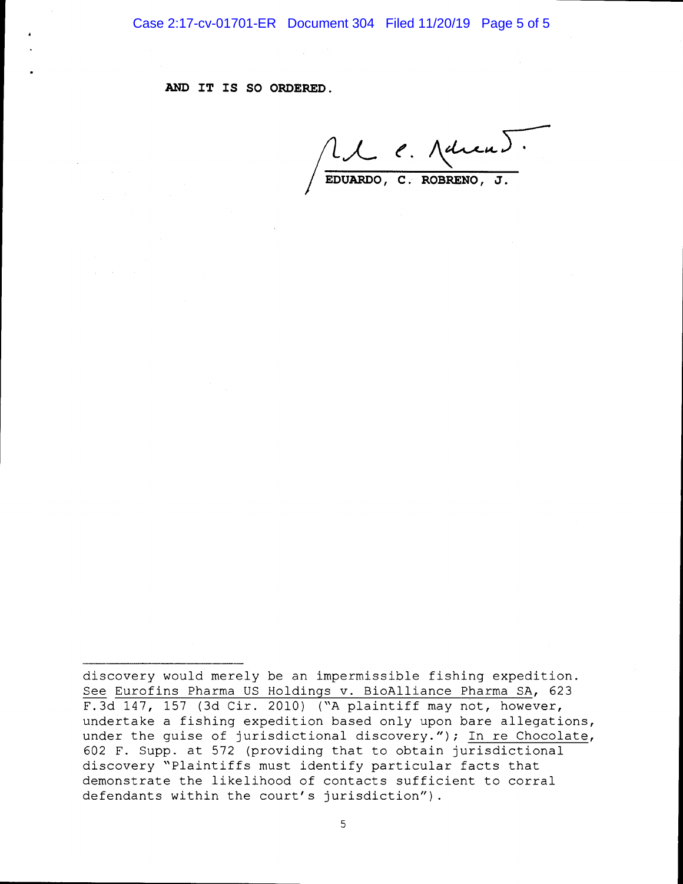**AND IT IS SO ORDERED.**

**EDUARDO, C. ROBRENO, J.**

---

discovery would merely be an impermissible fishing expedition. See Eurofins Pharma US Holdings v. BioAlliance Pharma SA, 623 F.3d 147, 157 (3d Cir. 2010) ("A plaintiff may not, however, undertake a fishing expedition based only upon bare allegations, under the guise of jurisdictional discovery."); In re Chocolate, 602 F. Supp. at 572 (providing that to obtain jurisdictional discovery "Plaintiffs must identify particular facts that demonstrate the likelihood of contacts sufficient to corral defendants within the court's jurisdiction").